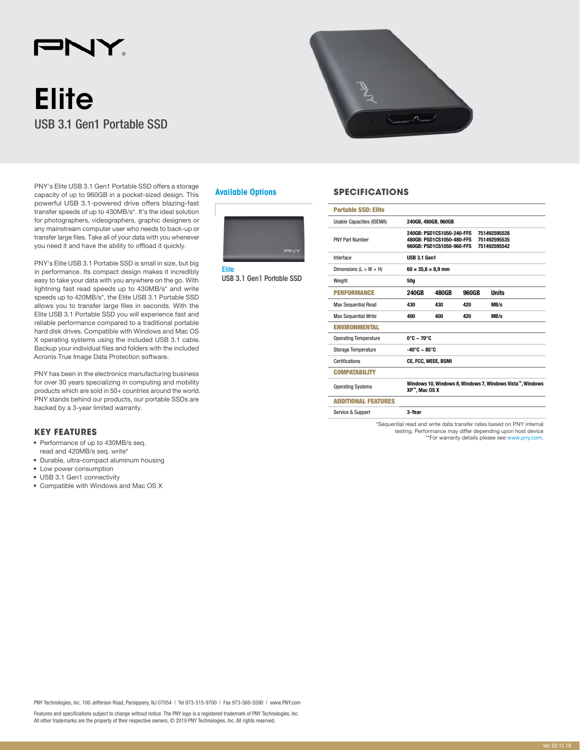# Elite

## USB 3.1 Gen1 Portable SSD

PNY's Elite USB 3.1 Gen1 Portable SSD offers a storage capacity of up to 960GB in a pocket-sized design. This powerful USB 3.1-powered drive offers blazing-fast transfer speeds of up to 430MB/s*. It's the ideal solution for photographers, videographers, graphic designers or any mainstream computer user who needs to back-up or transfer large files. Take all of your data with you whenever you need it and have the ability to offload it quickly.

PNY's Elite USB 3.1 Portable SSD is small in size, but big in performance. Its compact design makes it incredibly easy to take your data with you anywhere on the go. With lightning fast read speeds up to 430MB/s* and write speeds up to 420MB/s*, the Elite USB 3.1 Portable SSD allows you to transfer large files in seconds. With the Elite USB 3.1 Portable SSD you will experience fast and reliable performance compared to a traditional portable hard disk drives. Compatible with Windows and Mac OS X operating systems using the included USB 3.1 cable. Backup your individual files and folders with the included Acronis True Image Data Protection software.

PNY has been in the electronics manufacturing business for over 30 years specializing in computing and mobility products which are sold in 50+ countries around the world. PNY stands behind our products, our portable SSDs are backed by a 3-year limited warranty.

## KEY FEATURES

- Performance of up to 430MB/s seq. read and 420MB/s seq. write*
- Durable, ultra-compact aluminum housing
- Low power consumption
- USB 3.1 Gen1 connectivity
- Compatible with Windows and Mac OS X

## Available Options

**Elite**
USB 3.1 Gen1 Portable SSD

## SPECIFICATIONS

| Portable SSD: Elite | | | | |
|---|---|---|---|---|
| Usable Capacities (IDEMA) | 240GB, 480GB, 960GB | | | |
| PNY Part Number | 240GB: PSD1CS1050-240-FFS 751492595528<br>480GB: PSD1CS1050-480-FFS 751492595535<br>960GB: PSD1CS1050-960-FFS 751492595542 | | | |
| Interface | USB 3.1 Gen1 | | | |
| Dimensions (L × W × H) | 60 × 35,6 × 8,9 mm | | | |
| Weight | 50g | | | |
| **PERFORMANCE** | **240GB** | **480GB** | **960GB** | **Units** |
| Max Sequential Read | 430 | 430 | 420 | MB/s |
| Max Sequential Write | 400 | 400 | 420 | MB/s |
| **ENVIRONMENTAL** | | | | |
| Operating Temperature | 0°C ~ 70°C | | | |
| Storage Temperature | -40°C ~ 85°C | | | |
| Certifications | CE, FCC, WEEE, BSMI | | | |
| **COMPATABILITY** | | | | |
| Operating Systems | Windows 10, Windows 8, Windows 7, Windows Vista™, Windows XP™, Mac OS X | | | |
| **ADDITIONAL FEATURES** | | | | |
| Service & Support | 3-Year | | | |

*Sequential read and write data transfer rates based on PNY internal testing. Performance may differ depending upon host device
**For warranty details please see www.pny.com.

PNY Technologies, Inc. 100 Jefferson Road, Parsippany, NJ 07054 | Tel 973-515-9700 | Fax 973-560-5590 | www.PNY.com

Features and specifications subject to change without notice. The PNY logo is a registered trademark of PNY Technologies, Inc. All other trademarks are the property of their respective owners. © 2019 PNY Technologies, Inc. All rights reserved.

Ver. 02.11.19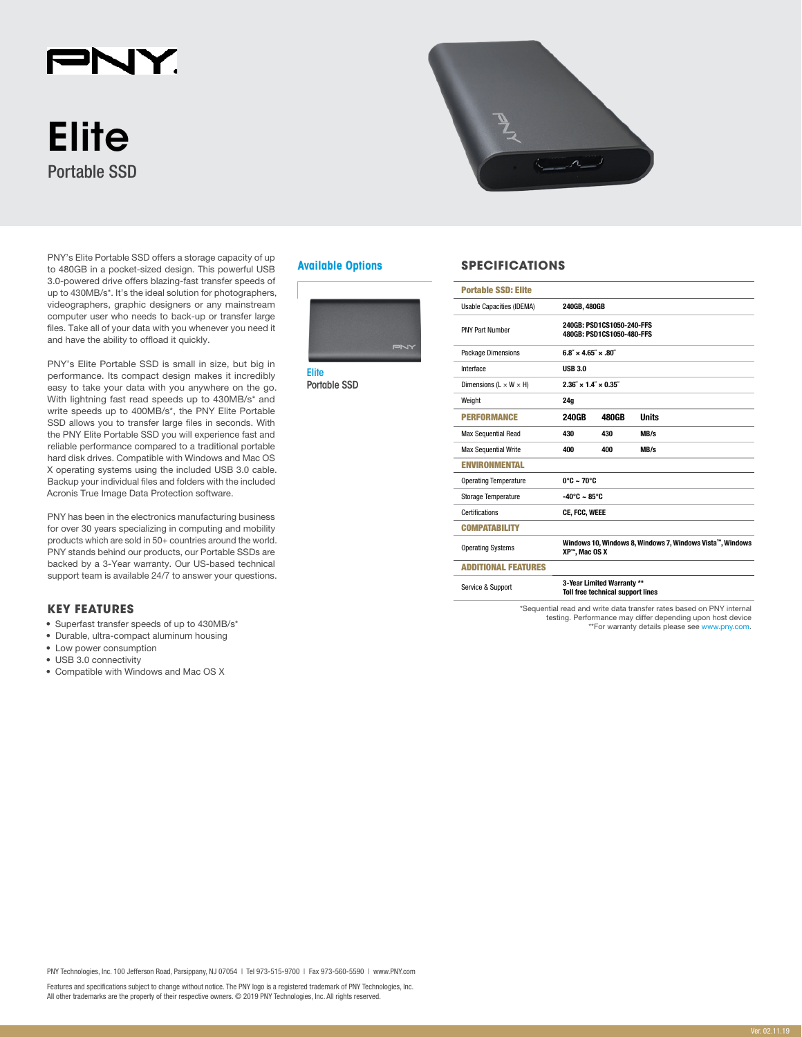# PNY

# Elite

## Portable SSD

PNY's Elite Portable SSD offers a storage capacity of up to 480GB in a pocket-sized design. This powerful USB 3.0-powered drive offers blazing-fast transfer speeds of up to 430MB/s*. It's the ideal solution for photographers, videographers, graphic designers or any mainstream computer user who needs to back-up or transfer large files. Take all of your data with you whenever you need it and have the ability to offload it quickly.

PNY's Elite Portable SSD is small in size, but big in performance. Its compact design makes it incredibly easy to take your data with you anywhere on the go. With lightning fast read speeds up to 430MB/s* and write speeds up to 400MB/s*, the PNY Elite Portable SSD allows you to transfer large files in seconds. With the PNY Elite Portable SSD you will experience fast and reliable performance compared to a traditional portable hard disk drives. Compatible with Windows and Mac OS X operating systems using the included USB 3.0 cable. Backup your individual files and folders with the included Acronis True Image Data Protection software.

PNY has been in the electronics manufacturing business for over 30 years specializing in computing and mobility products which are sold in 50+ countries around the world. PNY stands behind our products, our Portable SSDs are backed by a 3-Year warranty. Our US-based technical support team is available 24/7 to answer your questions.

## KEY FEATURES

- Superfast transfer speeds of up to 430MB/s*
- Durable, ultra-compact aluminum housing
- Low power consumption
- USB 3.0 connectivity
- Compatible with Windows and Mac OS X

## Available Options

Elite
Portable SSD

## SPECIFICATIONS

| Portable SSD: Elite | | | |
|---|---|---|---|
| Usable Capacities (IDEMA) | 240GB, 480GB | | |
| PNY Part Number | 240GB: PSD1CS1050-240-FFS<br>480GB: PSD1CS1050-480-FFS | | |
| Package Dimensions | 6.8˝ x 4.65˝ x .80˝ | | |
| Interface | USB 3.0 | | |
| Dimensions (L × W × H) | 2.36˝ x 1.4˝ x 0.35˝ | | |
| Weight | 24g | | |
| **PERFORMANCE** | **240GB** | **480GB** | **Units** |
| Max Sequential Read | 430 | 430 | MB/s |
| Max Sequential Write | 400 | 400 | MB/s |
| **ENVIRONMENTAL** | | | |
| Operating Temperature | 0°C ~ 70°C | | |
| Storage Temperature | -40°C ~ 85°C | | |
| Certifications | CE, FCC, WEEE | | |
| **COMPATABILITY** | | | |
| Operating Systems | Windows 10, Windows 8, Windows 7, Windows Vista™, Windows XP™, Mac OS X | | |
| **ADDITIONAL FEATURES** | | | |
| Service & Support | 3-Year Limited Warranty **<br>Toll free technical support lines | | |

*Sequential read and write data transfer rates based on PNY internal testing. Performance may differ depending upon host device
**For warranty details please see www.pny.com.

PNY Technologies, Inc. 100 Jefferson Road, Parsippany, NJ 07054 | Tel 973-515-9700 | Fax 973-560-5590 | www.PNY.com

Features and specifications subject to change without notice. The PNY logo is a registered trademark of PNY Technologies, Inc. All other trademarks are the property of their respective owners. © 2019 PNY Technologies, Inc. All rights reserved.

Ver. 02.11.19